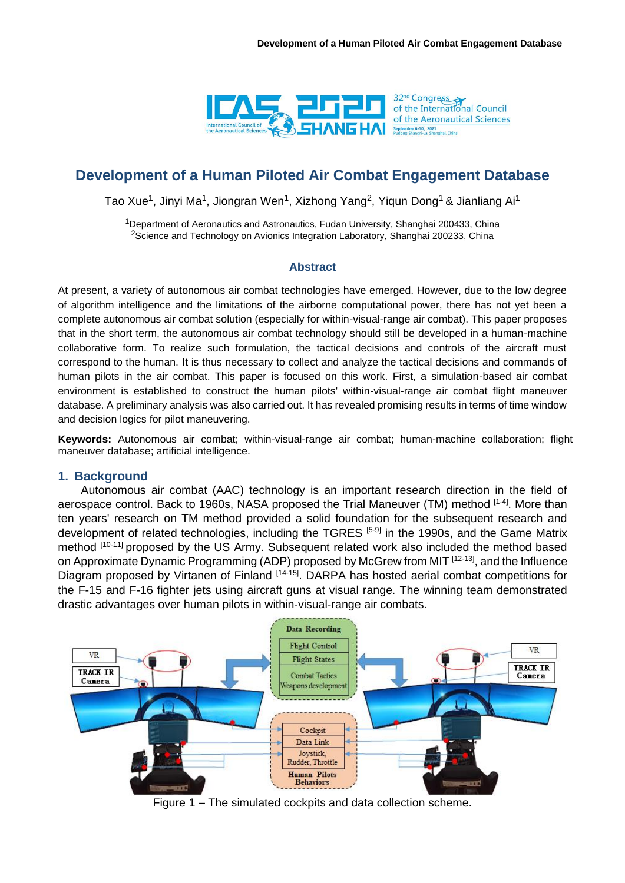# Development of a Human Piloted Air Combat Engagement Database

Tao Xue[1], Jinyi Ma[1], Jiongran Wen[1], Xizhong Yang[2], Yiqun Dong[1] & Jianliang Ai[1]

[1]Department of Aeronautics and Astronautics, Fudan University, Shanghai 200433, China
[2]Science and Technology on Avionics Integration Laboratory, Shanghai 200233, China

## Abstract

At present, a variety of autonomous air combat technologies have emerged. However, due to the low degree of algorithm intelligence and the limitations of the airborne computational power, there has not yet been a complete autonomous air combat solution (especially for within-visual-range air combat). This paper proposes that in the short term, the autonomous air combat technology should still be developed in a human-machine collaborative form. To realize such formulation, the tactical decisions and controls of the aircraft must correspond to the human. It is thus necessary to collect and analyze the tactical decisions and commands of human pilots in the air combat. This paper is focused on this work. First, a simulation-based air combat environment is established to construct the human pilots' within-visual-range air combat flight maneuver database. A preliminary analysis was also carried out. It has revealed promising results in terms of time window and decision logics for pilot maneuvering.

**Keywords:** Autonomous air combat; within-visual-range air combat; human-machine collaboration; flight maneuver database; artificial intelligence.

## 1. Background

Autonomous air combat (AAC) technology is an important research direction in the field of aerospace control. Back to 1960s, NASA proposed the Trial Maneuver (TM) method [1-4]. More than ten years' research on TM method provided a solid foundation for the subsequent research and development of related technologies, including the TGRES [5-9] in the 1990s, and the Game Matrix method [10-11] proposed by the US Army. Subsequent related work also included the method based on Approximate Dynamic Programming (ADP) proposed by McGrew from MIT [12-13], and the Influence Diagram proposed by Virtanen of Finland [14-15]. DARPA has hosted aerial combat competitions for the F-15 and F-16 fighter jets using aircraft guns at visual range. The winning team demonstrated drastic advantages over human pilots in within-visual-range air combats.

Figure 1 – The simulated cockpits and data collection scheme.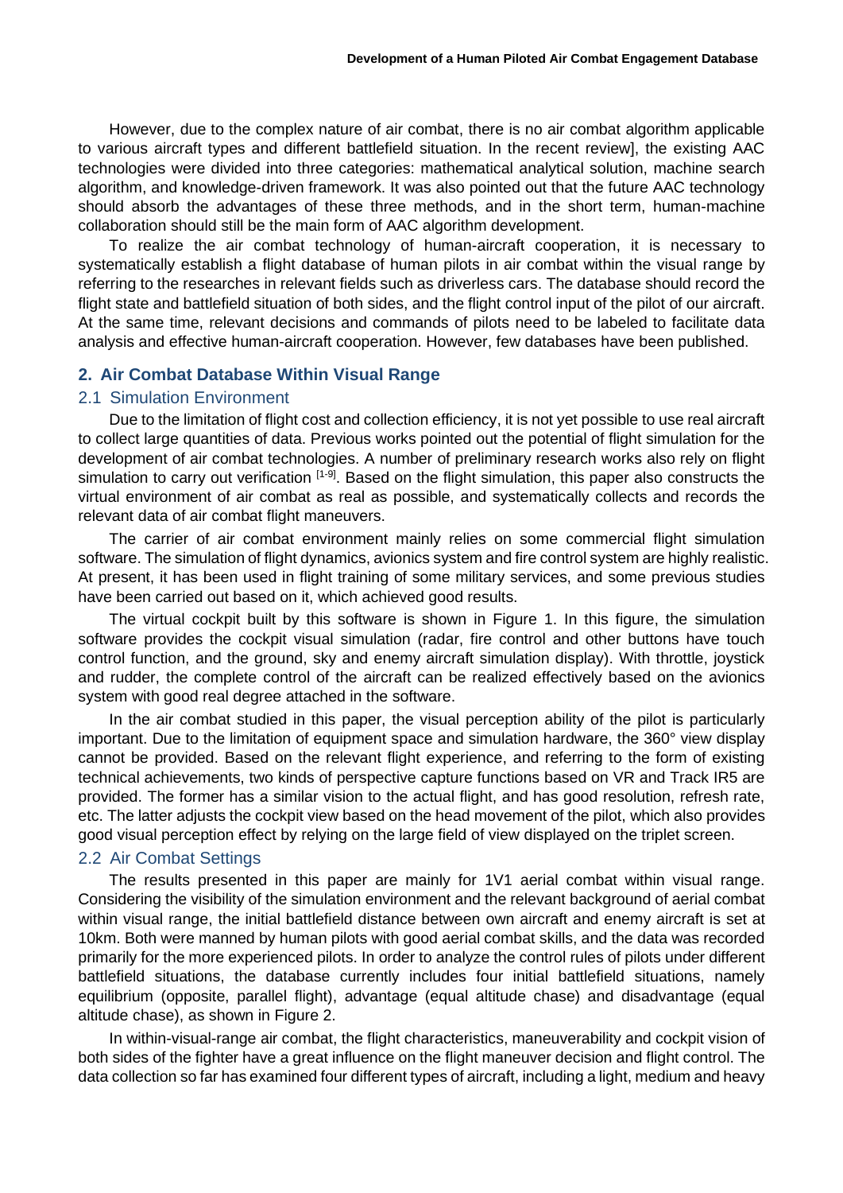However, due to the complex nature of air combat, there is no air combat algorithm applicable to various aircraft types and different battlefield situation. In the recent review], the existing AAC technologies were divided into three categories: mathematical analytical solution, machine search algorithm, and knowledge-driven framework. It was also pointed out that the future AAC technology should absorb the advantages of these three methods, and in the short term, human-machine collaboration should still be the main form of AAC algorithm development.

To realize the air combat technology of human-aircraft cooperation, it is necessary to systematically establish a flight database of human pilots in air combat within the visual range by referring to the researches in relevant fields such as driverless cars. The database should record the flight state and battlefield situation of both sides, and the flight control input of the pilot of our aircraft. At the same time, relevant decisions and commands of pilots need to be labeled to facilitate data analysis and effective human-aircraft cooperation. However, few databases have been published.

## 2. Air Combat Database Within Visual Range

### 2.1 Simulation Environment

Due to the limitation of flight cost and collection efficiency, it is not yet possible to use real aircraft to collect large quantities of data. Previous works pointed out the potential of flight simulation for the development of air combat technologies. A number of preliminary research works also rely on flight simulation to carry out verification [1-9]. Based on the flight simulation, this paper also constructs the virtual environment of air combat as real as possible, and systematically collects and records the relevant data of air combat flight maneuvers.

The carrier of air combat environment mainly relies on some commercial flight simulation software. The simulation of flight dynamics, avionics system and fire control system are highly realistic. At present, it has been used in flight training of some military services, and some previous studies have been carried out based on it, which achieved good results.

The virtual cockpit built by this software is shown in Figure 1. In this figure, the simulation software provides the cockpit visual simulation (radar, fire control and other buttons have touch control function, and the ground, sky and enemy aircraft simulation display). With throttle, joystick and rudder, the complete control of the aircraft can be realized effectively based on the avionics system with good real degree attached in the software.

In the air combat studied in this paper, the visual perception ability of the pilot is particularly important. Due to the limitation of equipment space and simulation hardware, the 360° view display cannot be provided. Based on the relevant flight experience, and referring to the form of existing technical achievements, two kinds of perspective capture functions based on VR and Track IR5 are provided. The former has a similar vision to the actual flight, and has good resolution, refresh rate, etc. The latter adjusts the cockpit view based on the head movement of the pilot, which also provides good visual perception effect by relying on the large field of view displayed on the triplet screen.

### 2.2 Air Combat Settings

The results presented in this paper are mainly for 1V1 aerial combat within visual range. Considering the visibility of the simulation environment and the relevant background of aerial combat within visual range, the initial battlefield distance between own aircraft and enemy aircraft is set at 10km. Both were manned by human pilots with good aerial combat skills, and the data was recorded primarily for the more experienced pilots. In order to analyze the control rules of pilots under different battlefield situations, the database currently includes four initial battlefield situations, namely equilibrium (opposite, parallel flight), advantage (equal altitude chase) and disadvantage (equal altitude chase), as shown in Figure 2.

In within-visual-range air combat, the flight characteristics, maneuverability and cockpit vision of both sides of the fighter have a great influence on the flight maneuver decision and flight control. The data collection so far has examined four different types of aircraft, including a light, medium and heavy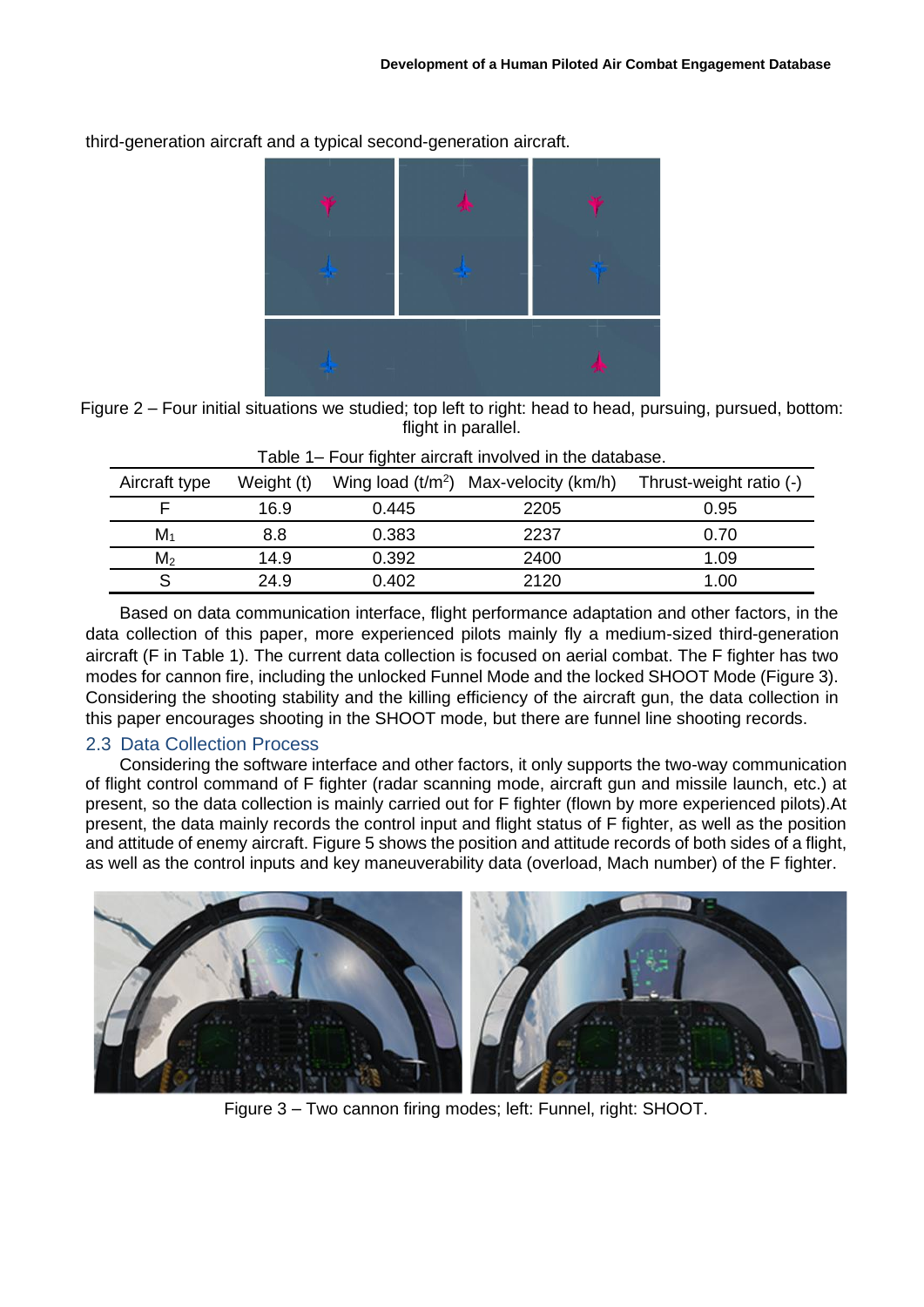third-generation aircraft and a typical second-generation aircraft.

Figure 2 – Four initial situations we studied; top left to right: head to head, pursuing, pursued, bottom: flight in parallel.

Table 1– Four fighter aircraft involved in the database.

| Aircraft type | Weight (t) | Wing load (t/m$^2$) | Max-velocity (km/h) | Thrust-weight ratio (-) |
|---|---|---|---|---|
| F | 16.9 | 0.445 | 2205 | 0.95 |
| $M_1$ | 8.8 | 0.383 | 2237 | 0.70 |
| $M_2$ | 14.9 | 0.392 | 2400 | 1.09 |
| S | 24.9 | 0.402 | 2120 | 1.00 |

Based on data communication interface, flight performance adaptation and other factors, in the data collection of this paper, more experienced pilots mainly fly a medium-sized third-generation aircraft (F in Table 1). The current data collection is focused on aerial combat. The F fighter has two modes for cannon fire, including the unlocked Funnel Mode and the locked SHOOT Mode (Figure 3). Considering the shooting stability and the killing efficiency of the aircraft gun, the data collection in this paper encourages shooting in the SHOOT mode, but there are funnel line shooting records.

## 2.3 Data Collection Process

Considering the software interface and other factors, it only supports the two-way communication of flight control command of F fighter (radar scanning mode, aircraft gun and missile launch, etc.) at present, so the data collection is mainly carried out for F fighter (flown by more experienced pilots).At present, the data mainly records the control input and flight status of F fighter, as well as the position and attitude of enemy aircraft. Figure 5 shows the position and attitude records of both sides of a flight, as well as the control inputs and key maneuverability data (overload, Mach number) of the F fighter.

Figure 3 – Two cannon firing modes; left: Funnel, right: SHOOT.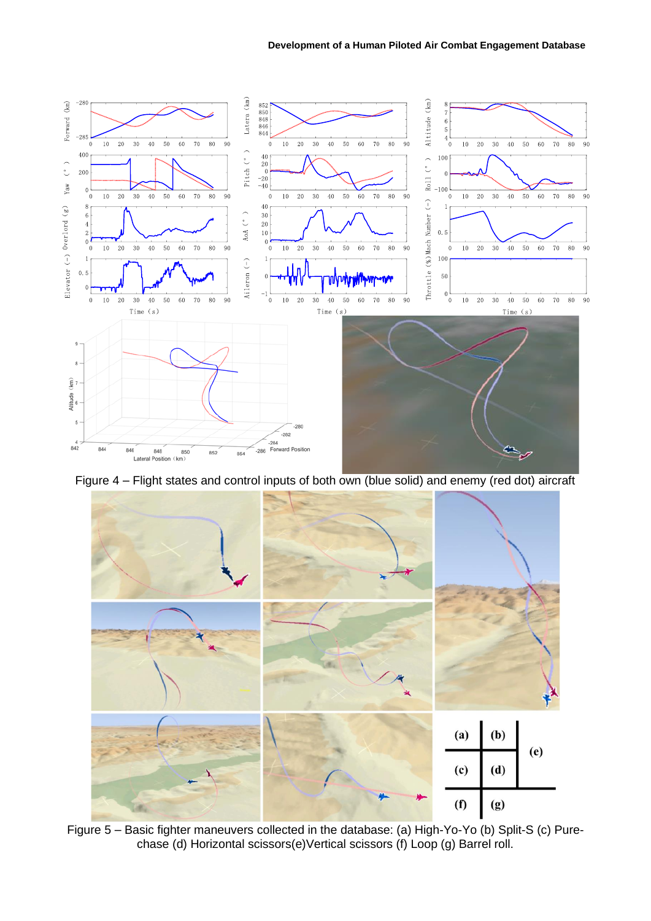Figure 4 – Flight states and control inputs of both own (blue solid) and enemy (red dot) aircraft

Figure 5 – Basic fighter maneuvers collected in the database: (a) High-Yo-Yo (b) Split-S (c) Pure-chase (d) Horizontal scissors(e)Vertical scissors (f) Loop (g) Barrel roll.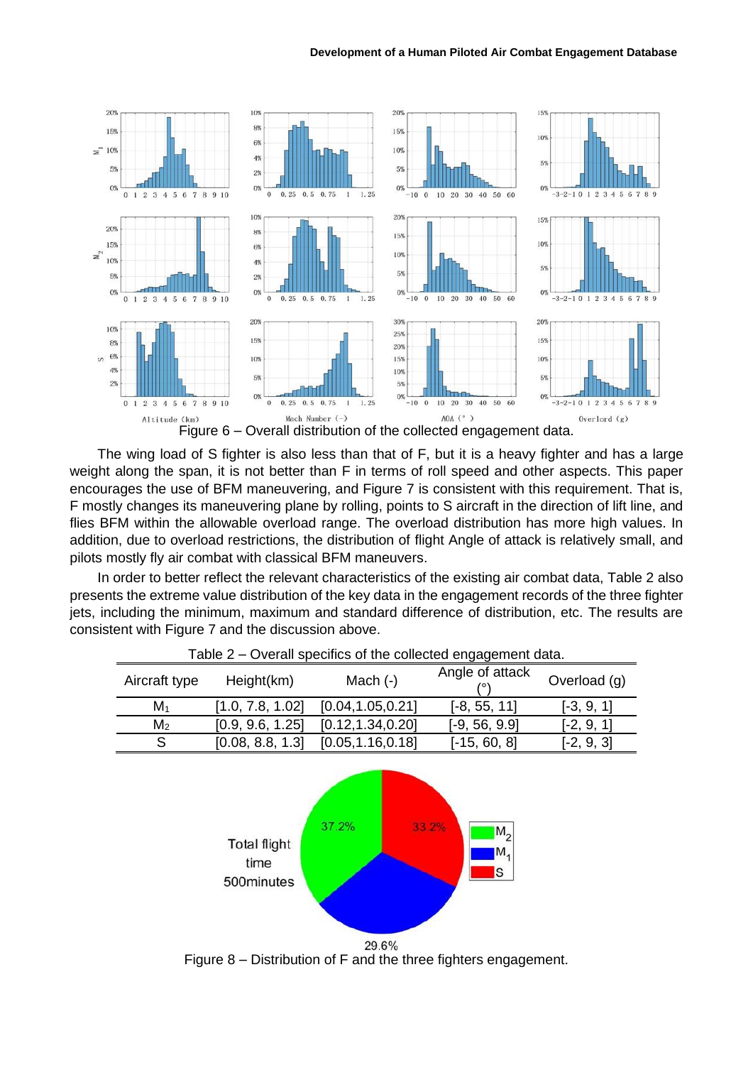Figure 6 – Overall distribution of the collected engagement data.

The wing load of S fighter is also less than that of F, but it is a heavy fighter and has a large weight along the span, it is not better than F in terms of roll speed and other aspects. This paper encourages the use of BFM maneuvering, and Figure 7 is consistent with this requirement. That is, F mostly changes its maneuvering plane by rolling, points to S aircraft in the direction of lift line, and flies BFM within the allowable overload range. The overload distribution has more high values. In addition, due to overload restrictions, the distribution of flight Angle of attack is relatively small, and pilots mostly fly air combat with classical BFM maneuvers.

In order to better reflect the relevant characteristics of the existing air combat data, Table 2 also presents the extreme value distribution of the key data in the engagement records of the three fighter jets, including the minimum, maximum and standard difference of distribution, etc. The results are consistent with Figure 7 and the discussion above.

Table 2 – Overall specifics of the collected engagement data.

| Aircraft type | Height(km) | Mach (-) | Angle of attack (°) | Overload (g) |
|---|---|---|---|---|
| $M_1$ | [1.0, 7.8, 1.02] | [0.04,1.05,0.21] | [-8, 55, 11] | [-3, 9, 1] |
| $M_2$ | [0.9, 9.6, 1.25] | [0.12,1.34,0.20] | [-9, 56, 9.9] | [-2, 9, 1] |
| S | [0.08, 8.8, 1.3] | [0.05,1.16,0.18] | [-15, 60, 8] | [-2, 9, 3] |

Figure 8 – Distribution of F and the three fighters engagement.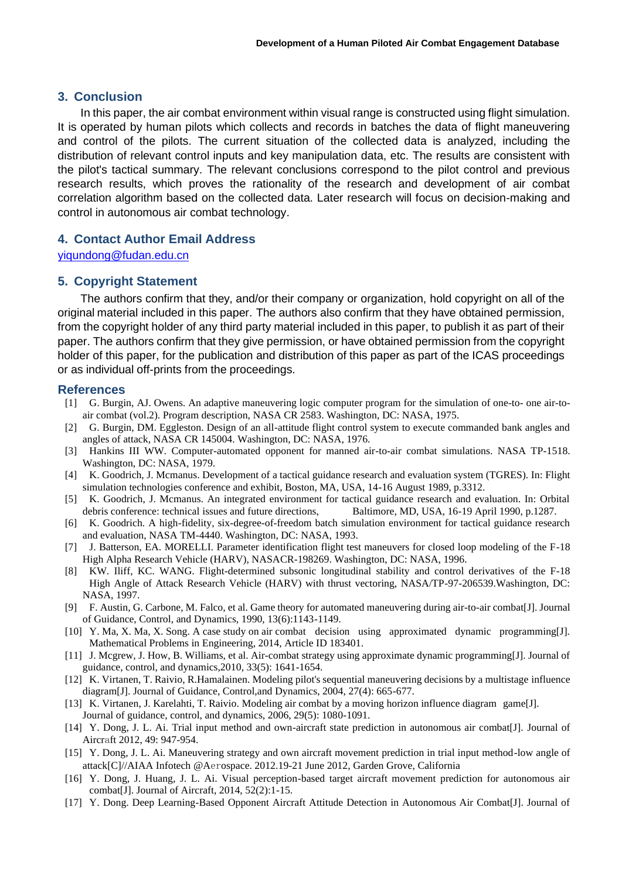## 3. Conclusion

In this paper, the air combat environment within visual range is constructed using flight simulation. It is operated by human pilots which collects and records in batches the data of flight maneuvering and control of the pilots. The current situation of the collected data is analyzed, including the distribution of relevant control inputs and key manipulation data, etc. The results are consistent with the pilot's tactical summary. The relevant conclusions correspond to the pilot control and previous research results, which proves the rationality of the research and development of air combat correlation algorithm based on the collected data. Later research will focus on decision-making and control in autonomous air combat technology.

## 4. Contact Author Email Address

yiqundong@fudan.edu.cn

## 5. Copyright Statement

The authors confirm that they, and/or their company or organization, hold copyright on all of the original material included in this paper. The authors also confirm that they have obtained permission, from the copyright holder of any third party material included in this paper, to publish it as part of their paper. The authors confirm that they give permission, or have obtained permission from the copyright holder of this paper, for the publication and distribution of this paper as part of the ICAS proceedings or as individual off-prints from the proceedings.

## References

[1] G. Burgin, AJ. Owens. An adaptive maneuvering logic computer program for the simulation of one-to- one air-to-air combat (vol.2). Program description, NASA CR 2583. Washington, DC: NASA, 1975.

[2] G. Burgin, DM. Eggleston. Design of an all-attitude flight control system to execute commanded bank angles and angles of attack, NASA CR 145004. Washington, DC: NASA, 1976.

[3] Hankins III WW. Computer-automated opponent for manned air-to-air combat simulations. NASA TP-1518. Washington, DC: NASA, 1979.

[4] K. Goodrich, J. Mcmanus. Development of a tactical guidance research and evaluation system (TGRES). In: Flight simulation technologies conference and exhibit, Boston, MA, USA, 14-16 August 1989, p.3312.

[5] K. Goodrich, J. Mcmanus. An integrated environment for tactical guidance research and evaluation. In: Orbital debris conference: technical issues and future directions, Baltimore, MD, USA, 16-19 April 1990, p.1287.

[6] K. Goodrich. A high-fidelity, six-degree-of-freedom batch simulation environment for tactical guidance research and evaluation, NASA TM-4440. Washington, DC: NASA, 1993.

[7] J. Batterson, EA. MORELLI. Parameter identification flight test maneuvers for closed loop modeling of the F-18 High Alpha Research Vehicle (HARV), NASACR-198269. Washington, DC: NASA, 1996.

[8] KW. Iliff, KC. WANG. Flight-determined subsonic longitudinal stability and control derivatives of the F-18 High Angle of Attack Research Vehicle (HARV) with thrust vectoring, NASA/TP-97-206539.Washington, DC: NASA, 1997.

[9] F. Austin, G. Carbone, M. Falco, et al. Game theory for automated maneuvering during air-to-air combat[J]. Journal of Guidance, Control, and Dynamics, 1990, 13(6):1143-1149.

[10] Y. Ma, X. Ma, X. Song. A case study on air combat decision using approximated dynamic programming[J]. Mathematical Problems in Engineering, 2014, Article ID 183401.

[11] J. Mcgrew, J. How, B. Williams, et al. Air-combat strategy using approximate dynamic programming[J]. Journal of guidance, control, and dynamics,2010, 33(5): 1641-1654.

[12] K. Virtanen, T. Raivio, R.Hamalainen. Modeling pilot's sequential maneuvering decisions by a multistage influence diagram[J]. Journal of Guidance, Control,and Dynamics, 2004, 27(4): 665-677.

[13] K. Virtanen, J. Karelahti, T. Raivio. Modeling air combat by a moving horizon influence diagram game[J]. Journal of guidance, control, and dynamics, 2006, 29(5): 1080-1091.

[14] Y. Dong, J. L. Ai. Trial input method and own-aircraft state prediction in autonomous air combat[J]. Journal of Aircraft 2012, 49: 947-954.

[15] Y. Dong, J. L. Ai. Maneuvering strategy and own aircraft movement prediction in trial input method-low angle of attack[C]//AIAA Infotech @Aerospace. 2012.19-21 June 2012, Garden Grove, California

[16] Y. Dong, J. Huang, J. L. Ai. Visual perception-based target aircraft movement prediction for autonomous air combat[J]. Journal of Aircraft, 2014, 52(2):1-15.

[17] Y. Dong. Deep Learning-Based Opponent Aircraft Attitude Detection in Autonomous Air Combat[J]. Journal of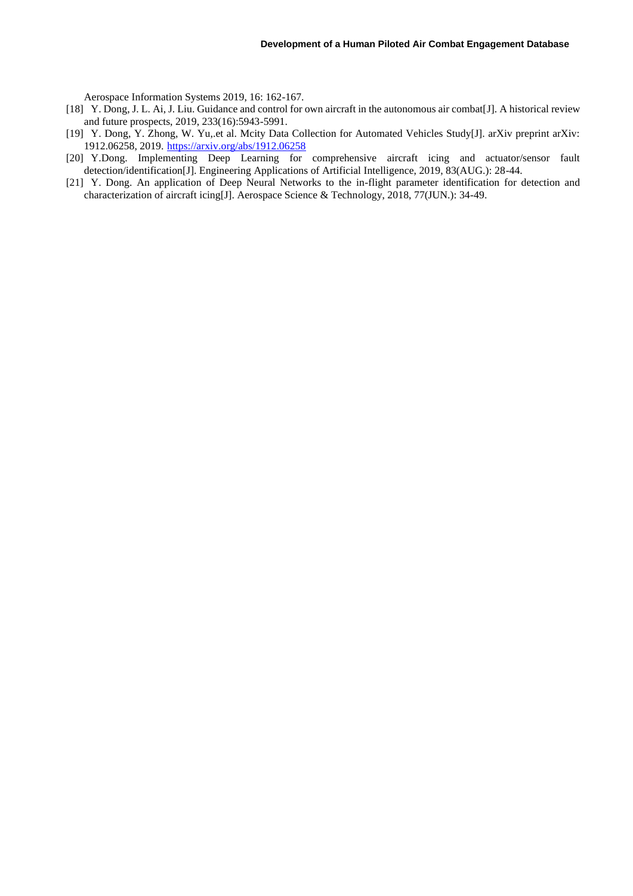Aerospace Information Systems 2019, 16: 162-167.

[18] Y. Dong, J. L. Ai, J. Liu. Guidance and control for own aircraft in the autonomous air combat[J]. A historical review and future prospects, 2019, 233(16):5943-5991.

[19] Y. Dong, Y. Zhong, W. Yu,.et al. Mcity Data Collection for Automated Vehicles Study[J]. arXiv preprint arXiv: 1912.06258, 2019. https://arxiv.org/abs/1912.06258

[20] Y.Dong. Implementing Deep Learning for comprehensive aircraft icing and actuator/sensor fault detection/identification[J]. Engineering Applications of Artificial Intelligence, 2019, 83(AUG.): 28-44.

[21] Y. Dong. An application of Deep Neural Networks to the in-flight parameter identification for detection and characterization of aircraft icing[J]. Aerospace Science & Technology, 2018, 77(JUN.): 34-49.